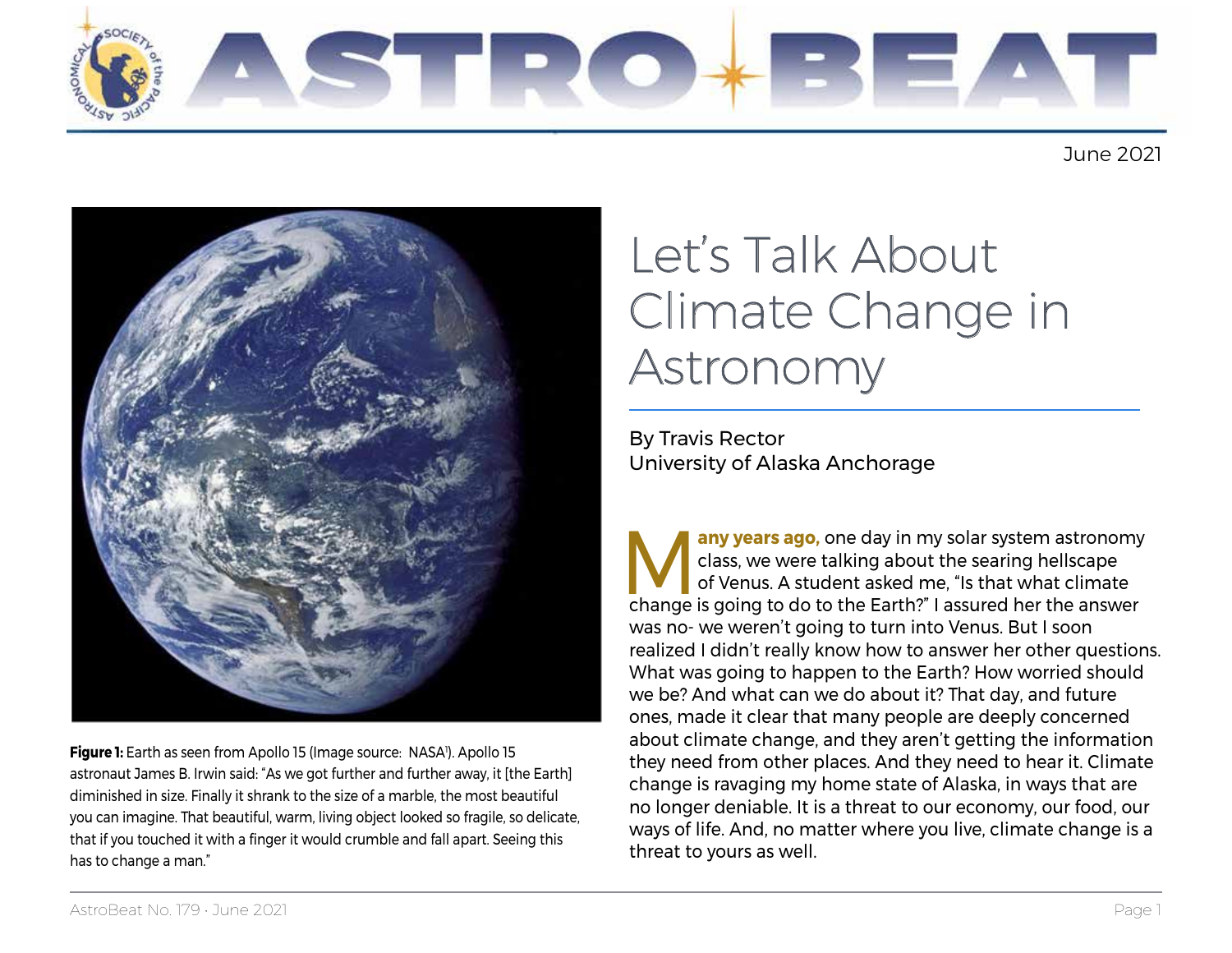# Let's Talk About Climate Change in Astronomy

By Travis Rector
University of Alaska Anchorage

**Figure 1:** Earth as seen from Apollo 15 (Image source: NASA[1]). Apollo 15 astronaut James B. Irwin said: "As we got further and further away, it [the Earth] diminished in size. Finally it shrank to the size of a marble, the most beautiful you can imagine. That beautiful, warm, living object looked so fragile, so delicate, that if you touched it with a finger it would crumble and fall apart. Seeing this has to change a man."

**Many years ago,** one day in my solar system astronomy class, we were talking about the searing hellscape of Venus. A student asked me, "Is that what climate change is going to do to the Earth?" I assured her the answer was no- we weren't going to turn into Venus. But I soon realized I didn't really know how to answer her other questions. What was going to happen to the Earth? How worried should we be? And what can we do about it? That day, and future ones, made it clear that many people are deeply concerned about climate change, and they aren't getting the information they need from other places. And they need to hear it. Climate change is ravaging my home state of Alaska, in ways that are no longer deniable. It is a threat to our economy, our food, our ways of life. And, no matter where you live, climate change is a threat to yours as well.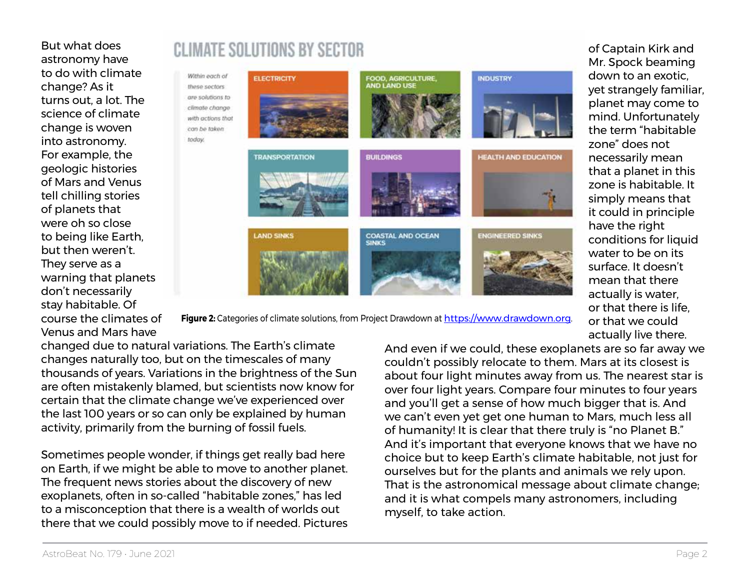But what does astronomy have to do with climate change? As it turns out, a lot. The science of climate change is woven into astronomy. For example, the geologic histories of Mars and Venus tell chilling stories of planets that were oh so close to being like Earth, but then weren't. They serve as a warning that planets don't necessarily stay habitable. Of course the climates of Venus and Mars have changed due to natural variations. The Earth's climate changes naturally too, but on the timescales of many thousands of years. Variations in the brightness of the Sun are often mistakenly blamed, but scientists now know for certain that the climate change we've experienced over the last 100 years or so can only be explained by human activity, primarily from the burning of fossil fuels.

## CLIMATE SOLUTIONS BY SECTOR

*Within each of these sectors are solutions to climate change with actions that can be taken today.*

| | | |
|---|---|---|
| ELECTRICITY | FOOD, AGRICULTURE, AND LAND USE | INDUSTRY |
| TRANSPORTATION | BUILDINGS | HEALTH AND EDUCATION |
| LAND SINKS | COASTAL AND OCEAN SINKS | ENGINEERED SINKS |

**Figure 2:** Categories of climate solutions, from Project Drawdown at https://www.drawdown.org.

Sometimes people wonder, if things get really bad here on Earth, if we might be able to move to another planet. The frequent news stories about the discovery of new exoplanets, often in so-called "habitable zones," has led to a misconception that there is a wealth of worlds out there that we could possibly move to if needed. Pictures of Captain Kirk and Mr. Spock beaming down to an exotic, yet strangely familiar, planet may come to mind. Unfortunately the term "habitable zone" does not necessarily mean that a planet in this zone is habitable. It simply means that it could in principle have the right conditions for liquid water to be on its surface. It doesn't mean that there actually is water, or that there is life, or that we could actually live there.

And even if we could, these exoplanets are so far away we couldn't possibly relocate to them. Mars at its closest is about four light minutes away from us. The nearest star is over four light years. Compare four minutes to four years and you'll get a sense of how much bigger that is. And we can't even yet get one human to Mars, much less all of humanity! It is clear that there truly is "no Planet B." And it's important that everyone knows that we have no choice but to keep Earth's climate habitable, not just for ourselves but for the plants and animals we rely upon. That is the astronomical message about climate change; and it is what compels many astronomers, including myself, to take action.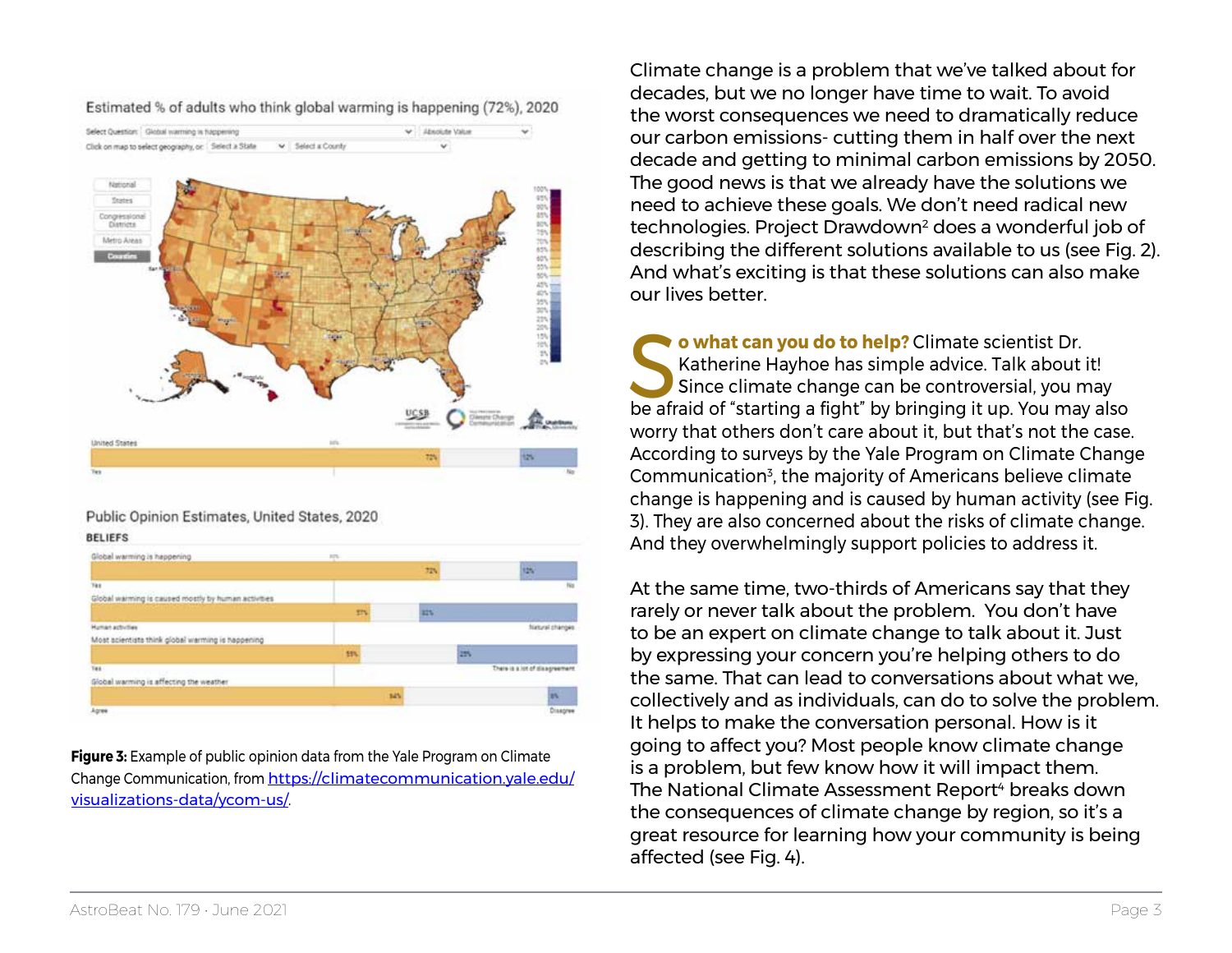Figure 3: Example of public opinion data from the Yale Program on Climate Change Communication, from https://climatecommunication.yale.edu/visualizations-data/ycom-us/.

Climate change is a problem that we've talked about for decades, but we no longer have time to wait. To avoid the worst consequences we need to dramatically reduce our carbon emissions- cutting them in half over the next decade and getting to minimal carbon emissions by 2050. The good news is that we already have the solutions we need to achieve these goals. We don't need radical new technologies. Project Drawdown[2] does a wonderful job of describing the different solutions available to us (see Fig. 2). And what's exciting is that these solutions can also make our lives better.

**So what can you do to help?** Climate scientist Dr. Katherine Hayhoe has simple advice. Talk about it! Since climate change can be controversial, you may be afraid of "starting a fight" by bringing it up. You may also worry that others don't care about it, but that's not the case. According to surveys by the Yale Program on Climate Change Communication[3], the majority of Americans believe climate change is happening and is caused by human activity (see Fig. 3). They are also concerned about the risks of climate change. And they overwhelmingly support policies to address it.

At the same time, two-thirds of Americans say that they rarely or never talk about the problem. You don't have to be an expert on climate change to talk about it. Just by expressing your concern you're helping others to do the same. That can lead to conversations about what we, collectively and as individuals, can do to solve the problem. It helps to make the conversation personal. How is it going to affect you? Most people know climate change is a problem, but few know how it will impact them. The National Climate Assessment Report[4] breaks down the consequences of climate change by region, so it's a great resource for learning how your community is being affected (see Fig. 4).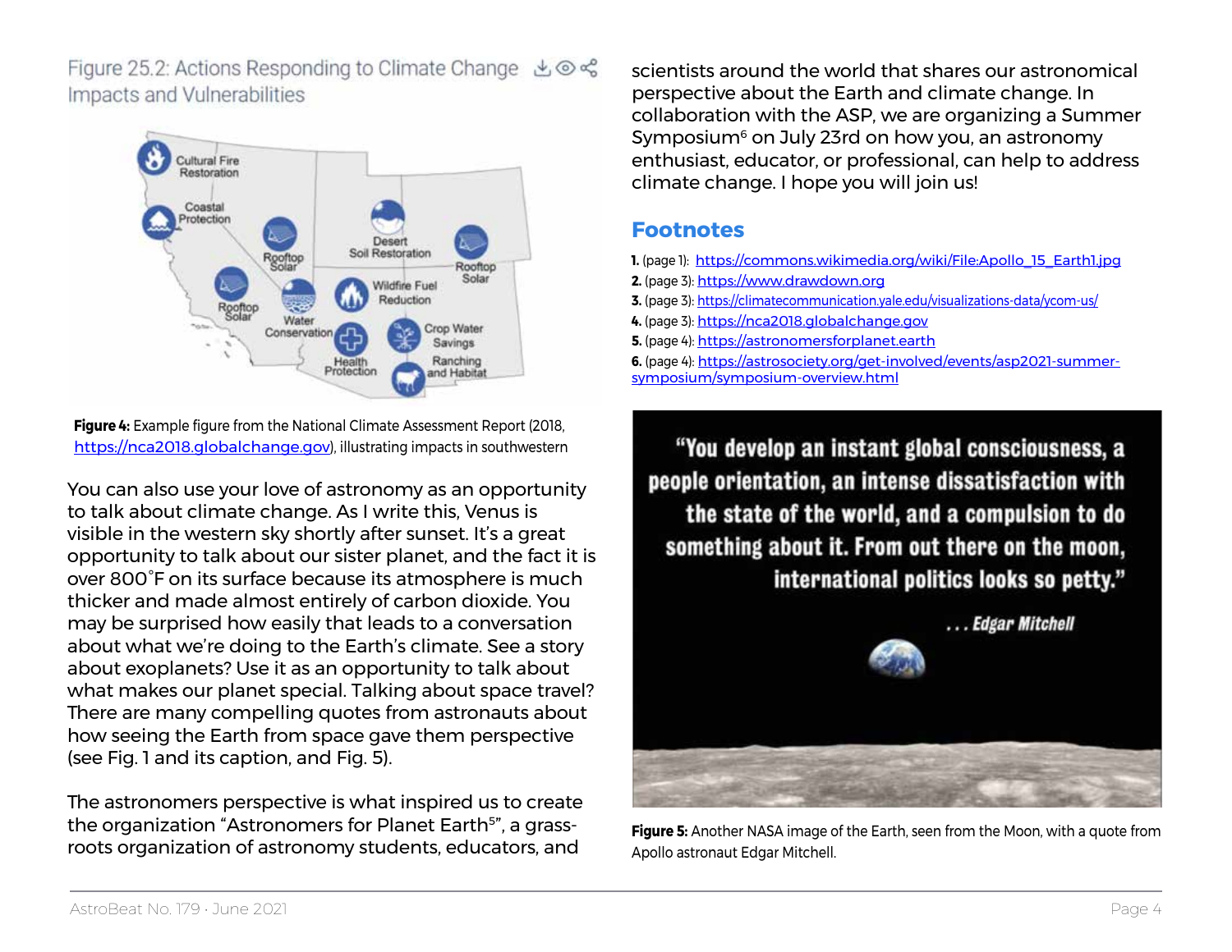Figure 25.2: Actions Responding to Climate Change Impacts and Vulnerabilities

**Figure 4:** Example figure from the National Climate Assessment Report (2018, https://nca2018.globalchange.gov), illustrating impacts in southwestern

You can also use your love of astronomy as an opportunity to talk about climate change. As I write this, Venus is visible in the western sky shortly after sunset. It's a great opportunity to talk about our sister planet, and the fact it is over 800˚F on its surface because its atmosphere is much thicker and made almost entirely of carbon dioxide. You may be surprised how easily that leads to a conversation about what we're doing to the Earth's climate. See a story about exoplanets? Use it as an opportunity to talk about what makes our planet special. Talking about space travel? There are many compelling quotes from astronauts about how seeing the Earth from space gave them perspective (see Fig. 1 and its caption, and Fig. 5).

The astronomers perspective is what inspired us to create the organization "Astronomers for Planet Earth[5]", a grass-roots organization of astronomy students, educators, and scientists around the world that shares our astronomical perspective about the Earth and climate change. In collaboration with the ASP, we are organizing a Summer Symposium[6] on July 23rd on how you, an astronomy enthusiast, educator, or professional, can help to address climate change. I hope you will join us!

## Footnotes

1. (page 1): https://commons.wikimedia.org/wiki/File:Apollo_15_Earth1.jpg
2. (page 3): https://www.drawdown.org
3. (page 3): https://climatecommunication.yale.edu/visualizations-data/ycom-us/
4. (page 3): https://nca2018.globalchange.gov
5. (page 4): https://astronomersforplanet.earth
6. (page 4): https://astrosociety.org/get-involved/events/asp2021-summer-symposium/symposium-overview.html

**Figure 5:** Another NASA image of the Earth, seen from the Moon, with a quote from Apollo astronaut Edgar Mitchell.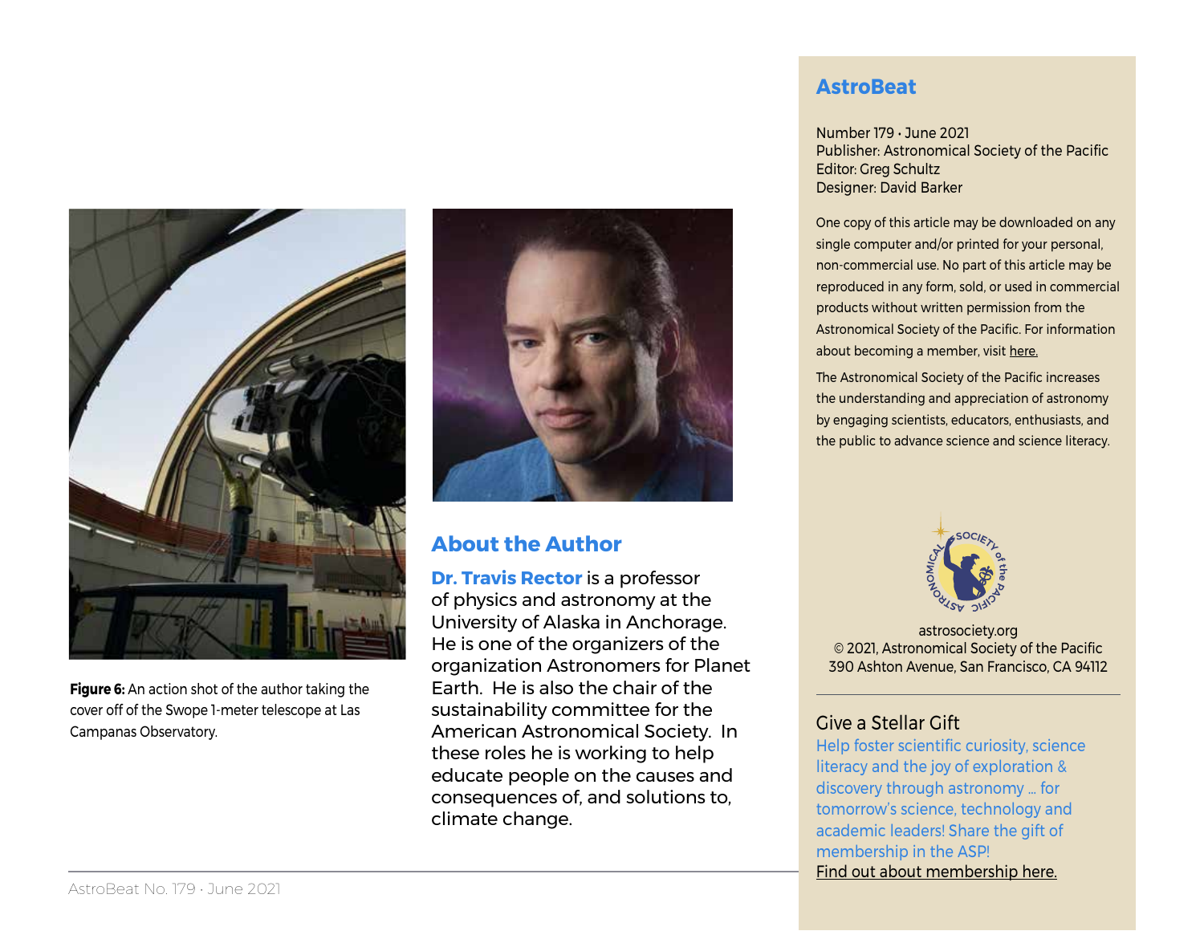**Figure 6:** An action shot of the author taking the cover off of the Swope 1-meter telescope at Las Campanas Observatory.

## About the Author

**Dr. Travis Rector** is a professor of physics and astronomy at the University of Alaska in Anchorage. He is one of the organizers of the organization Astronomers for Planet Earth. He is also the chair of the sustainability committee for the American Astronomical Society. In these roles he is working to help educate people on the causes and consequences of, and solutions to, climate change.

## AstroBeat

Number 179 · June 2021
Publisher: Astronomical Society of the Pacific
Editor: Greg Schultz
Designer: David Barker

One copy of this article may be downloaded on any single computer and/or printed for your personal, non-commercial use. No part of this article may be reproduced in any form, sold, or used in commercial products without written permission from the Astronomical Society of the Pacific. For information about becoming a member, visit here.

The Astronomical Society of the Pacific increases the understanding and appreciation of astronomy by engaging scientists, educators, enthusiasts, and the public to advance science and science literacy.

astrosociety.org
© 2021, Astronomical Society of the Pacific
390 Ashton Avenue, San Francisco, CA 94112

### Give a Stellar Gift

Help foster scientific curiosity, science literacy and the joy of exploration & discovery through astronomy ... for tomorrow's science, technology and academic leaders! Share the gift of membership in the ASP!
Find out about membership here.